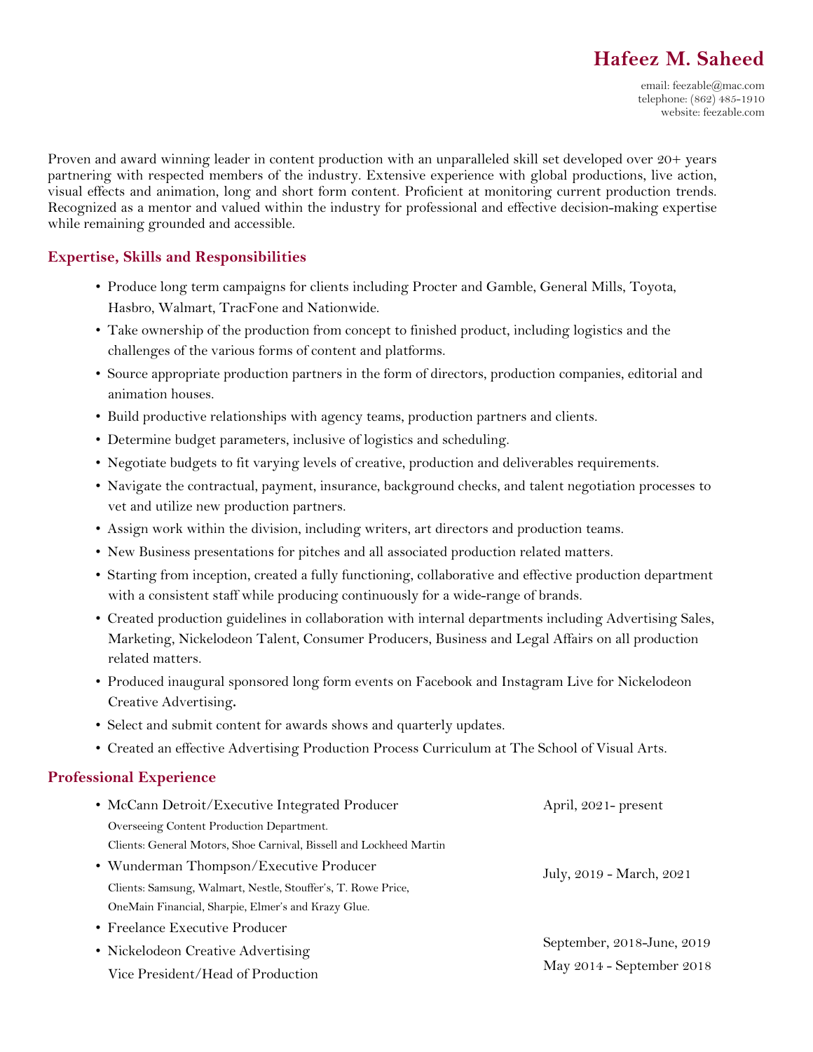# Hafeez M. Saheed

email: feezable@mac.com
telephone: (862) 485-1910
website: feezable.com

Proven and award winning leader in content production with an unparalleled skill set developed over 20+ years partnering with respected members of the industry. Extensive experience with global productions, live action, visual effects and animation, long and short form content. Proficient at monitoring current production trends. Recognized as a mentor and valued within the industry for professional and effective decision-making expertise while remaining grounded and accessible.

## Expertise, Skills and Responsibilities

- Produce long term campaigns for clients including Procter and Gamble, General Mills, Toyota, Hasbro, Walmart, TracFone and Nationwide.
- Take ownership of the production from concept to finished product, including logistics and the challenges of the various forms of content and platforms.
- Source appropriate production partners in the form of directors, production companies, editorial and animation houses.
- Build productive relationships with agency teams, production partners and clients.
- Determine budget parameters, inclusive of logistics and scheduling.
- Negotiate budgets to fit varying levels of creative, production and deliverables requirements.
- Navigate the contractual, payment, insurance, background checks, and talent negotiation processes to vet and utilize new production partners.
- Assign work within the division, including writers, art directors and production teams.
- New Business presentations for pitches and all associated production related matters.
- Starting from inception, created a fully functioning, collaborative and effective production department with a consistent staff while producing continuously for a wide-range of brands.
- Created production guidelines in collaboration with internal departments including Advertising Sales, Marketing, Nickelodeon Talent, Consumer Producers, Business and Legal Affairs on all production related matters.
- Produced inaugural sponsored long form events on Facebook and Instagram Live for Nickelodeon Creative Advertising**.**
- Select and submit content for awards shows and quarterly updates.
- Created an effective Advertising Production Process Curriculum at The School of Visual Arts.

## Professional Experience

- McCann Detroit/Executive Integrated Producer — April, 2021- present
  Overseeing Content Production Department.
  Clients: General Motors, Shoe Carnival, Bissell and Lockheed Martin
- Wunderman Thompson/Executive Producer — July, 2019 - March, 2021
  Clients: Samsung, Walmart, Nestle, Stouffer's, T. Rowe Price, OneMain Financial, Sharpie, Elmer's and Krazy Glue.
- Freelance Executive Producer — September, 2018-June, 2019
- Nickelodeon Creative Advertising — May 2014 - September 2018
  Vice President/Head of Production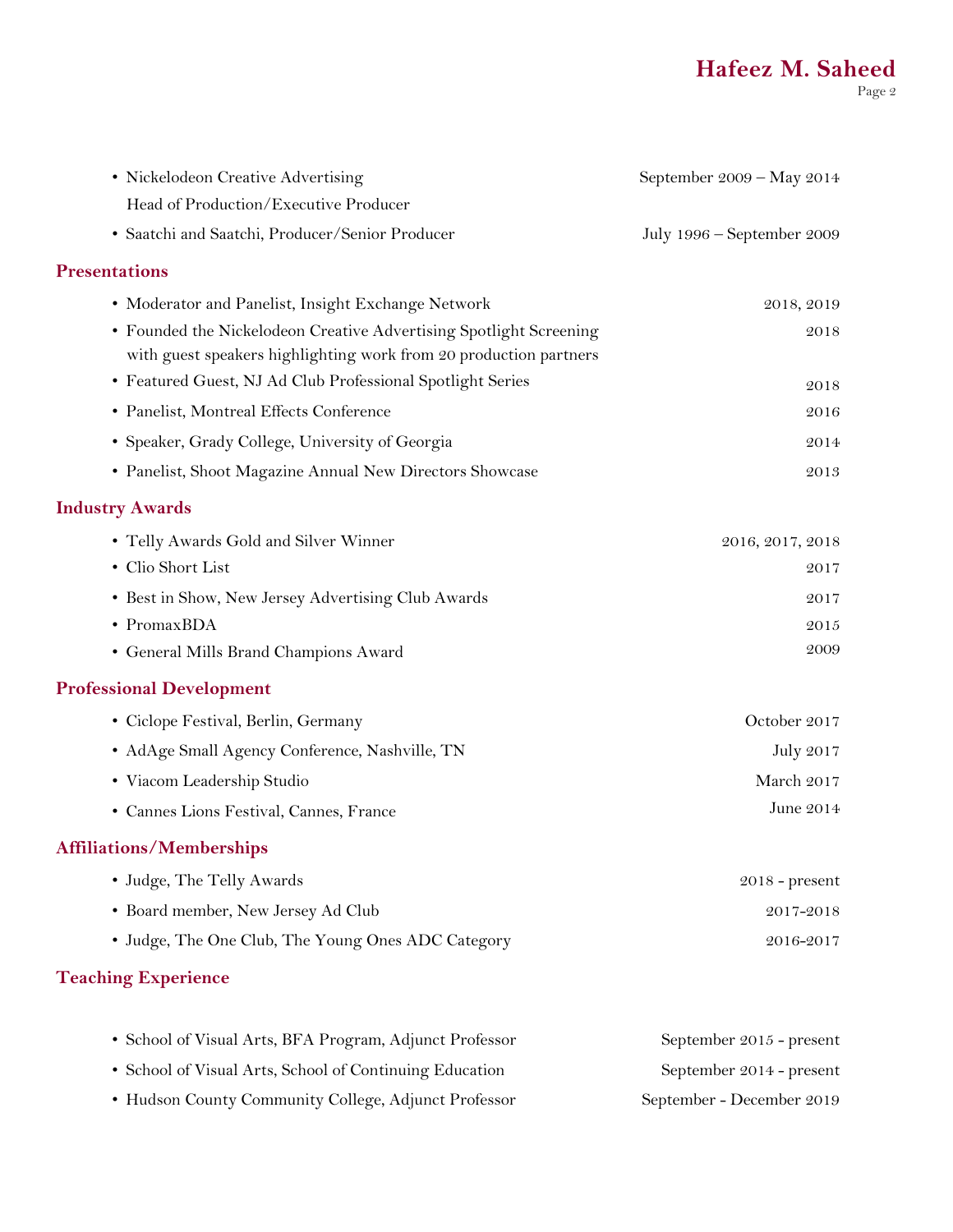- Nickelodeon Creative Advertising — September 2009 – May 2014
  Head of Production/Executive Producer
- Saatchi and Saatchi, Producer/Senior Producer — July 1996 – September 2009

## Presentations

- Moderator and Panelist, Insight Exchange Network — 2018, 2019
- Founded the Nickelodeon Creative Advertising Spotlight Screening with guest speakers highlighting work from 20 production partners — 2018
- Featured Guest, NJ Ad Club Professional Spotlight Series — 2018
- Panelist, Montreal Effects Conference — 2016
- Speaker, Grady College, University of Georgia — 2014
- Panelist, Shoot Magazine Annual New Directors Showcase — 2013

## Industry Awards

- Telly Awards Gold and Silver Winner — 2016, 2017, 2018
- Clio Short List — 2017
- Best in Show, New Jersey Advertising Club Awards — 2017
- PromaxBDA — 2015
- General Mills Brand Champions Award — 2009

## Professional Development

- Ciclope Festival, Berlin, Germany — October 2017
- AdAge Small Agency Conference, Nashville, TN — July 2017
- Viacom Leadership Studio — March 2017
- Cannes Lions Festival, Cannes, France — June 2014

## Affiliations/Memberships

- Judge, The Telly Awards — 2018 - present
- Board member, New Jersey Ad Club — 2017-2018
- Judge, The One Club, The Young Ones ADC Category — 2016-2017

## Teaching Experience

- School of Visual Arts, BFA Program, Adjunct Professor — September 2015 - present
- School of Visual Arts, School of Continuing Education — September 2014 - present
- Hudson County Community College, Adjunct Professor — September - December 2019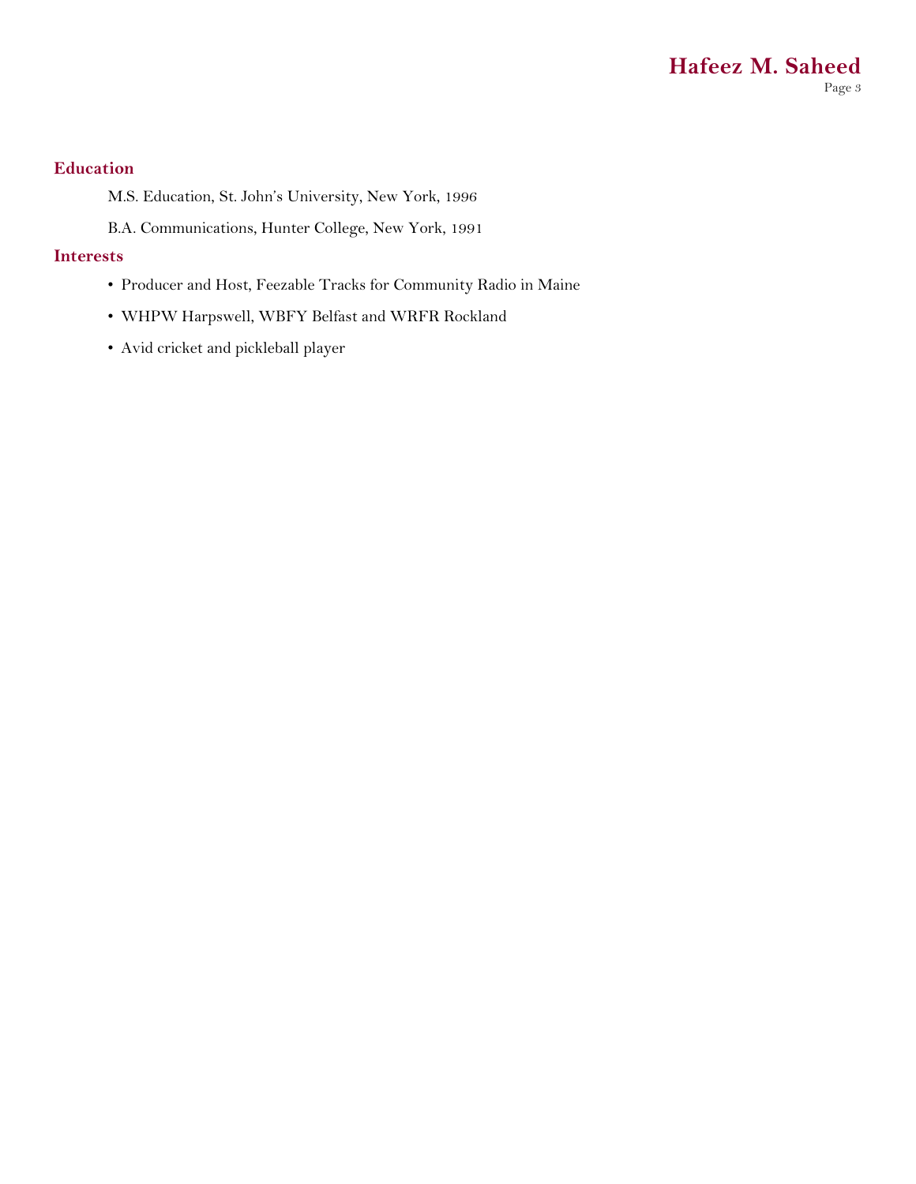## Education

M.S. Education, St. John's University, New York, 1996

B.A. Communications, Hunter College, New York, 1991

## Interests

- Producer and Host, Feezable Tracks for Community Radio in Maine
- WHPW Harpswell, WBFY Belfast and WRFR Rockland
- Avid cricket and pickleball player